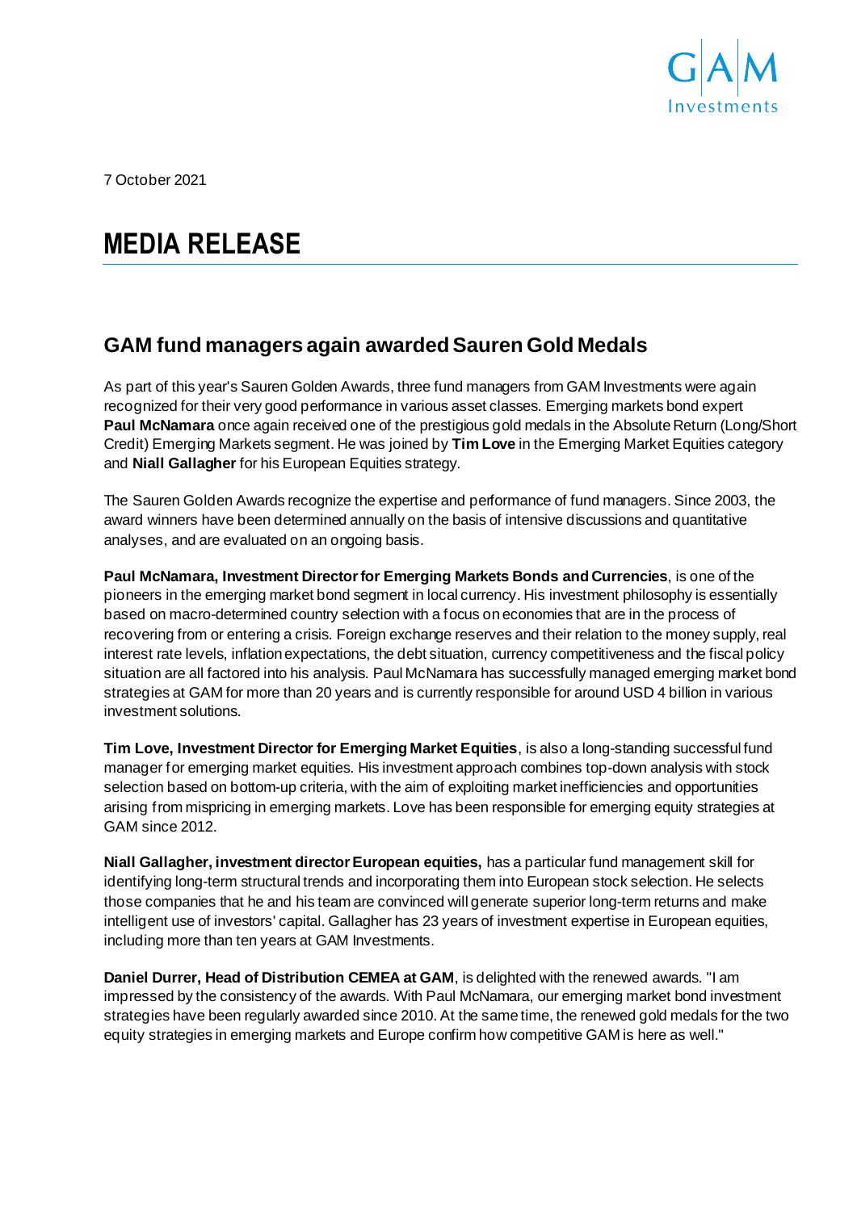7 October 2021

# MEDIA RELEASE

## GAM fund managers again awarded Sauren Gold Medals

As part of this year's Sauren Golden Awards, three fund managers from GAM Investments were again recognized for their very good performance in various asset classes. Emerging markets bond expert **Paul McNamara** once again received one of the prestigious gold medals in the Absolute Return (Long/Short Credit) Emerging Markets segment. He was joined by **Tim Love** in the Emerging Market Equities category and **Niall Gallagher** for his European Equities strategy.

The Sauren Golden Awards recognize the expertise and performance of fund managers. Since 2003, the award winners have been determined annually on the basis of intensive discussions and quantitative analyses, and are evaluated on an ongoing basis.

**Paul McNamara, Investment Director for Emerging Markets Bonds and Currencies**, is one of the pioneers in the emerging market bond segment in local currency. His investment philosophy is essentially based on macro-determined country selection with a focus on economies that are in the process of recovering from or entering a crisis. Foreign exchange reserves and their relation to the money supply, real interest rate levels, inflation expectations, the debt situation, currency competitiveness and the fiscal policy situation are all factored into his analysis. Paul McNamara has successfully managed emerging market bond strategies at GAM for more than 20 years and is currently responsible for around USD 4 billion in various investment solutions.

**Tim Love, Investment Director for Emerging Market Equities**, is also a long-standing successful fund manager for emerging market equities. His investment approach combines top-down analysis with stock selection based on bottom-up criteria, with the aim of exploiting market inefficiencies and opportunities arising from mispricing in emerging markets. Love has been responsible for emerging equity strategies at GAM since 2012.

**Niall Gallagher, investment director European equities,** has a particular fund management skill for identifying long-term structural trends and incorporating them into European stock selection. He selects those companies that he and his team are convinced will generate superior long-term returns and make intelligent use of investors' capital. Gallagher has 23 years of investment expertise in European equities, including more than ten years at GAM Investments.

**Daniel Durrer, Head of Distribution CEMEA at GAM**, is delighted with the renewed awards. "I am impressed by the consistency of the awards. With Paul McNamara, our emerging market bond investment strategies have been regularly awarded since 2010. At the same time, the renewed gold medals for the two equity strategies in emerging markets and Europe confirm how competitive GAM is here as well."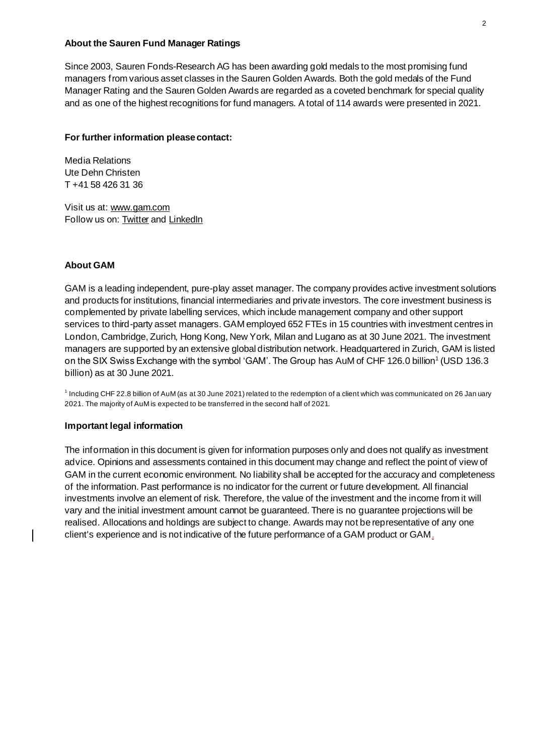**About the Sauren Fund Manager Ratings**

Since 2003, Sauren Fonds-Research AG has been awarding gold medals to the most promising fund managers from various asset classes in the Sauren Golden Awards. Both the gold medals of the Fund Manager Rating and the Sauren Golden Awards are regarded as a coveted benchmark for special quality and as one of the highest recognitions for fund managers. A total of 114 awards were presented in 2021.

**For further information please contact:**

Media Relations
Ute Dehn Christen
T +41 58 426 31 36

Visit us at: www.gam.com
Follow us on: Twitter and LinkedIn

**About GAM**

GAM is a leading independent, pure-play asset manager. The company provides active investment solutions and products for institutions, financial intermediaries and private investors. The core investment business is complemented by private labelling services, which include management company and other support services to third-party asset managers. GAM employed 652 FTEs in 15 countries with investment centres in London, Cambridge, Zurich, Hong Kong, New York, Milan and Lugano as at 30 June 2021. The investment managers are supported by an extensive global distribution network. Headquartered in Zurich, GAM is listed on the SIX Swiss Exchange with the symbol 'GAM'. The Group has AuM of CHF 126.0 billion[1] (USD 136.3 billion) as at 30 June 2021.

[1] Including CHF 22.8 billion of AuM (as at 30 June 2021) related to the redemption of a client which was communicated on 26 January 2021. The majority of AuM is expected to be transferred in the second half of 2021.

**Important legal information**

The information in this document is given for information purposes only and does not qualify as investment advice. Opinions and assessments contained in this document may change and reflect the point of view of GAM in the current economic environment. No liability shall be accepted for the accuracy and completeness of the information. Past performance is no indicator for the current or future development. All financial investments involve an element of risk. Therefore, the value of the investment and the income from it will vary and the initial investment amount cannot be guaranteed. There is no guarantee projections will be realised. Allocations and holdings are subject to change. Awards may not be representative of any one client's experience and is not indicative of the future performance of a GAM product or GAM.